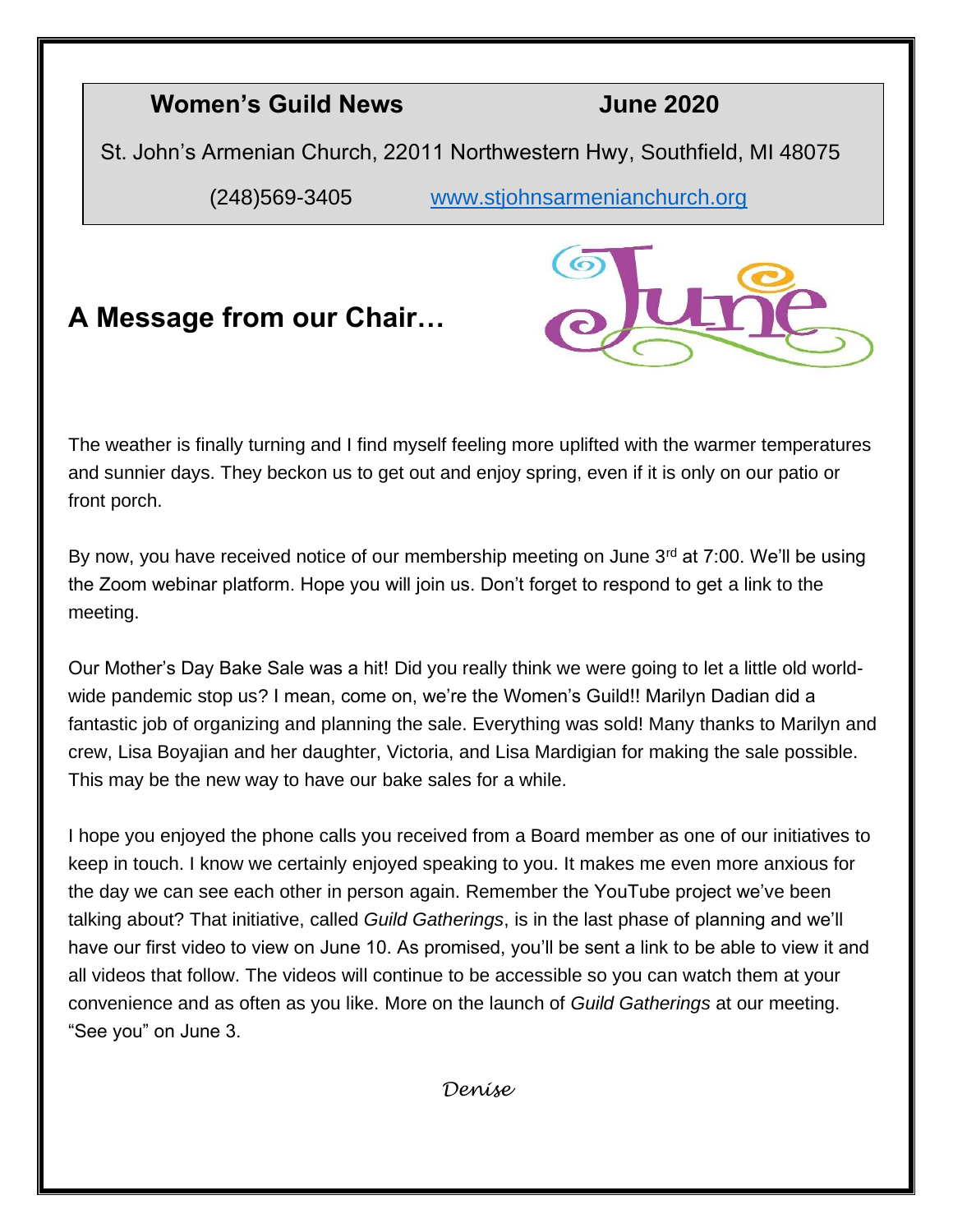**Women's Guild News** **June 2020**

St. John's Armenian Church, 22011 Northwestern Hwy, Southfield, MI 48075

(248)569-3405 [www.stjohnsarmenianchurch.org](http://www.stjohnsarmenianchurch.org)

## A Message from our Chair…

The weather is finally turning and I find myself feeling more uplifted with the warmer temperatures and sunnier days. They beckon us to get out and enjoy spring, even if it is only on our patio or front porch.

By now, you have received notice of our membership meeting on June 3rd at 7:00. We'll be using the Zoom webinar platform. Hope you will join us. Don't forget to respond to get a link to the meeting.

Our Mother's Day Bake Sale was a hit! Did you really think we were going to let a little old world-wide pandemic stop us? I mean, come on, we're the Women's Guild!! Marilyn Dadian did a fantastic job of organizing and planning the sale. Everything was sold! Many thanks to Marilyn and crew, Lisa Boyajian and her daughter, Victoria, and Lisa Mardigian for making the sale possible. This may be the new way to have our bake sales for a while.

I hope you enjoyed the phone calls you received from a Board member as one of our initiatives to keep in touch. I know we certainly enjoyed speaking to you. It makes me even more anxious for the day we can see each other in person again. Remember the YouTube project we've been talking about? That initiative, called *Guild Gatherings*, is in the last phase of planning and we'll have our first video to view on June 10. As promised, you'll be sent a link to be able to view it and all videos that follow. The videos will continue to be accessible so you can watch them at your convenience and as often as you like. More on the launch of *Guild Gatherings* at our meeting. "See you" on June 3.

*Denise*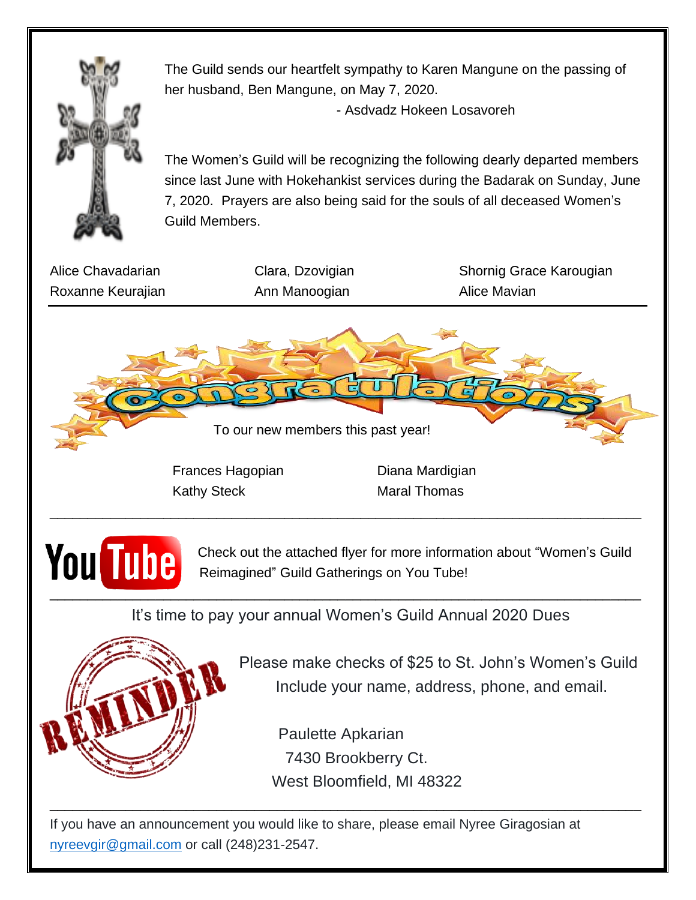The Guild sends our heartfelt sympathy to Karen Mangune on the passing of her husband, Ben Mangune, on May 7, 2020.

- Asdvadz Hokeen Losavoreh

The Women's Guild will be recognizing the following dearly departed members since last June with Hokehankist services during the Badarak on Sunday, June 7, 2020. Prayers are also being said for the souls of all deceased Women's Guild Members.

| | | |
|---|---|---|
| Alice Chavadarian | Clara, Dzovigian | Shornig Grace Karougian |
| Roxanne Keurajian | Ann Manoogian | Alice Mavian |

---

## Congratulations

To our new members this past year!

| | |
|---|---|
| Frances Hagopian | Diana Mardigian |
| Kathy Steck | Maral Thomas |

---

You Tube

Check out the attached flyer for more information about "Women's Guild Reimagined" Guild Gatherings on You Tube!

---

It's time to pay your annual Women's Guild Annual 2020 Dues

REMINDER

Please make checks of $25 to St. John's Women's Guild
Include your name, address, phone, and email.

Paulette Apkarian
7430 Brookberry Ct.
West Bloomfield, MI 48322

---

If you have an announcement you would like to share, please email Nyree Giragosian at nyreevgir@gmail.com or call (248)231-2547.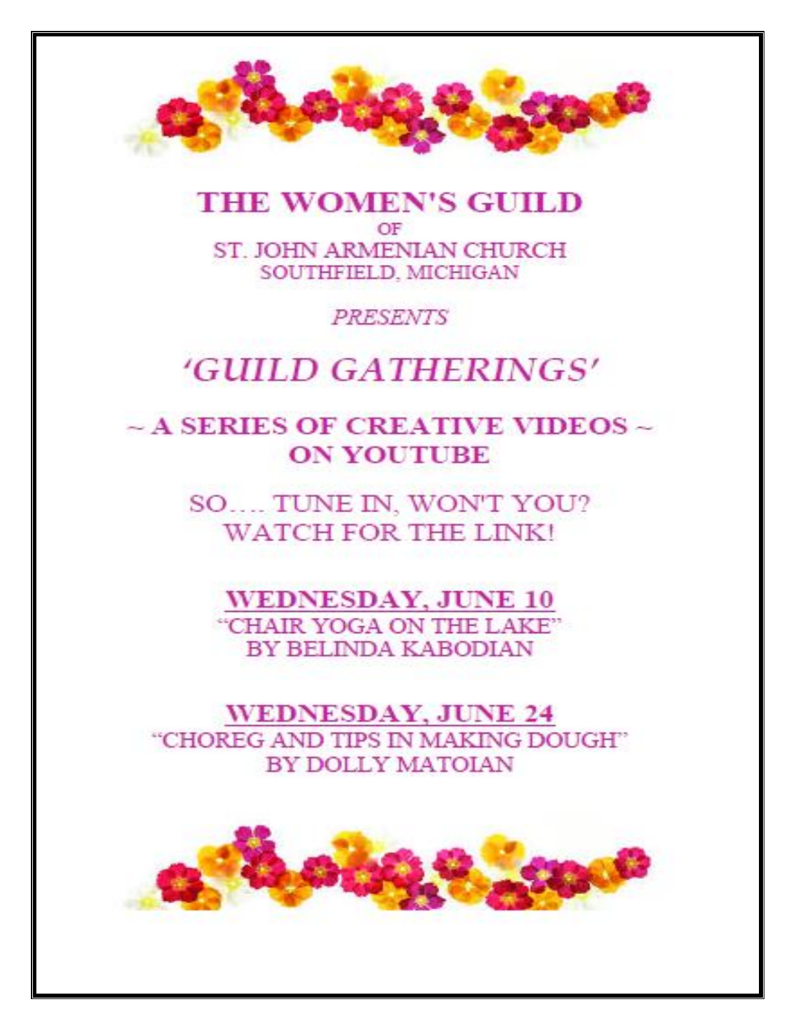# THE WOMEN'S GUILD

OF

ST. JOHN ARMENIAN CHURCH

SOUTHFIELD, MICHIGAN

*PRESENTS*

## *'GUILD GATHERINGS'*

**~ A SERIES OF CREATIVE VIDEOS ~**

**ON YOUTUBE**

SO…. TUNE IN, WON'T YOU?

WATCH FOR THE LINK!

**WEDNESDAY, JUNE 10**

"CHAIR YOGA ON THE LAKE"

BY BELINDA KABODIAN

**WEDNESDAY, JUNE 24**

"CHOREG AND TIPS IN MAKING DOUGH"

BY DOLLY MATOIAN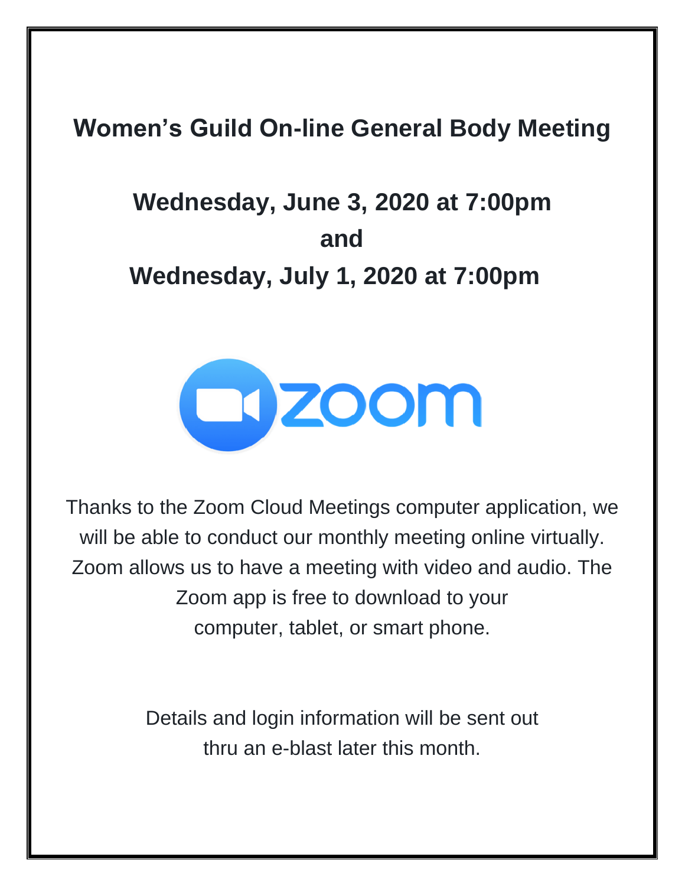# Women's Guild On-line General Body Meeting

## Wednesday, June 3, 2020 at 7:00pm
## and
## Wednesday, July 1, 2020 at 7:00pm

Thanks to the Zoom Cloud Meetings computer application, we will be able to conduct our monthly meeting online virtually. Zoom allows us to have a meeting with video and audio. The Zoom app is free to download to your computer, tablet, or smart phone.

Details and login information will be sent out thru an e-blast later this month.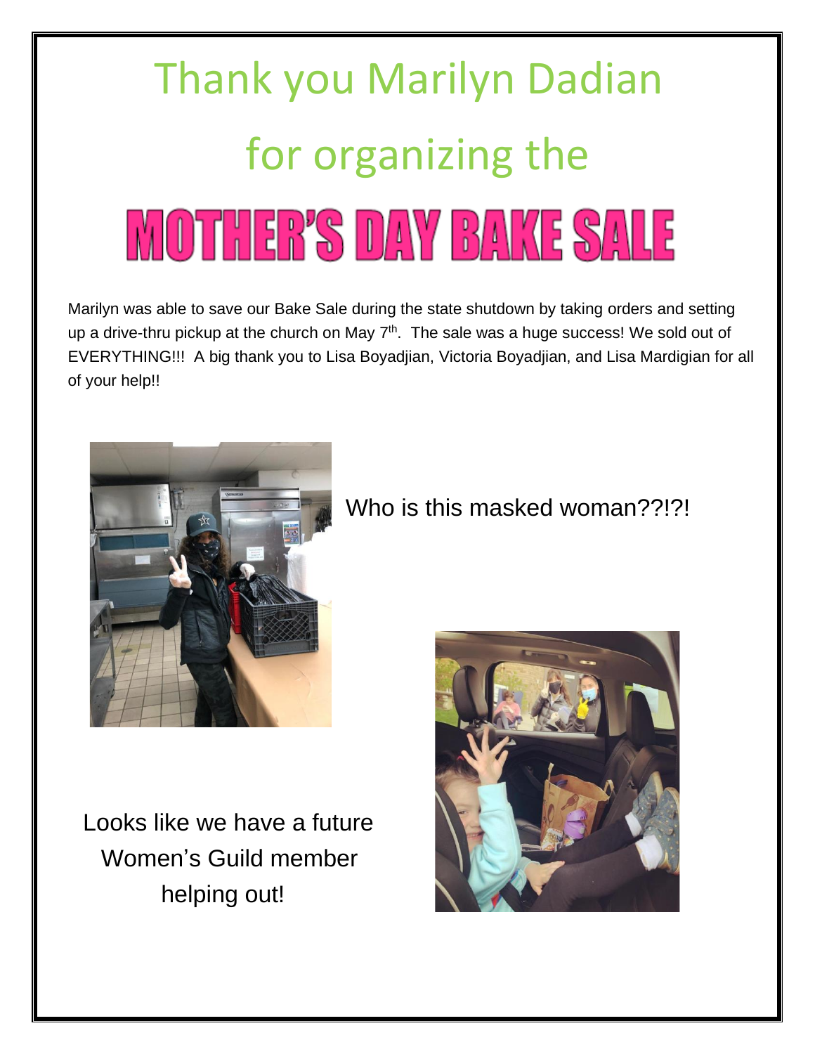# Thank you Marilyn Dadian for organizing the

# MOTHER'S DAY BAKE SALE

Marilyn was able to save our Bake Sale during the state shutdown by taking orders and setting up a drive-thru pickup at the church on May 7th. The sale was a huge success! We sold out of EVERYTHING!!! A big thank you to Lisa Boyadjian, Victoria Boyadjian, and Lisa Mardigian for all of your help!!

Who is this masked woman??!?!

Looks like we have a future Women's Guild member helping out!